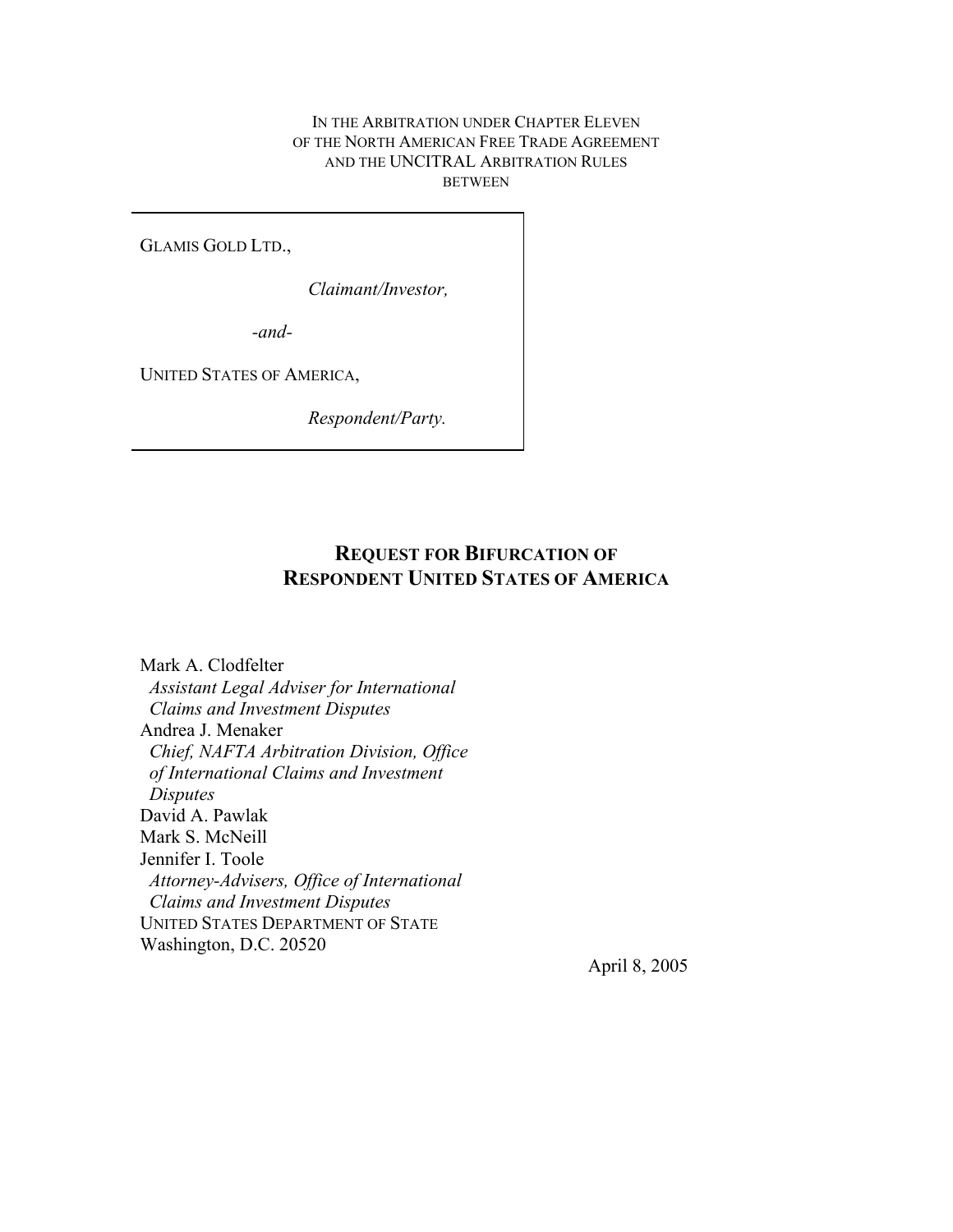IN THE ARBITRATION UNDER CHAPTER ELEVEN
OF THE NORTH AMERICAN FREE TRADE AGREEMENT
AND THE UNCITRAL ARBITRATION RULES
BETWEEN

GLAMIS GOLD LTD.,

*Claimant/Investor,*

*-and-*

UNITED STATES OF AMERICA,

*Respondent/Party.*

# REQUEST FOR BIFURCATION OF RESPONDENT UNITED STATES OF AMERICA

Mark A. Clodfelter
*Assistant Legal Adviser for International Claims and Investment Disputes*
Andrea J. Menaker
*Chief, NAFTA Arbitration Division, Office of International Claims and Investment Disputes*
David A. Pawlak
Mark S. McNeill
Jennifer I. Toole
*Attorney-Advisers, Office of International Claims and Investment Disputes*
UNITED STATES DEPARTMENT OF STATE
Washington, D.C. 20520

April 8, 2005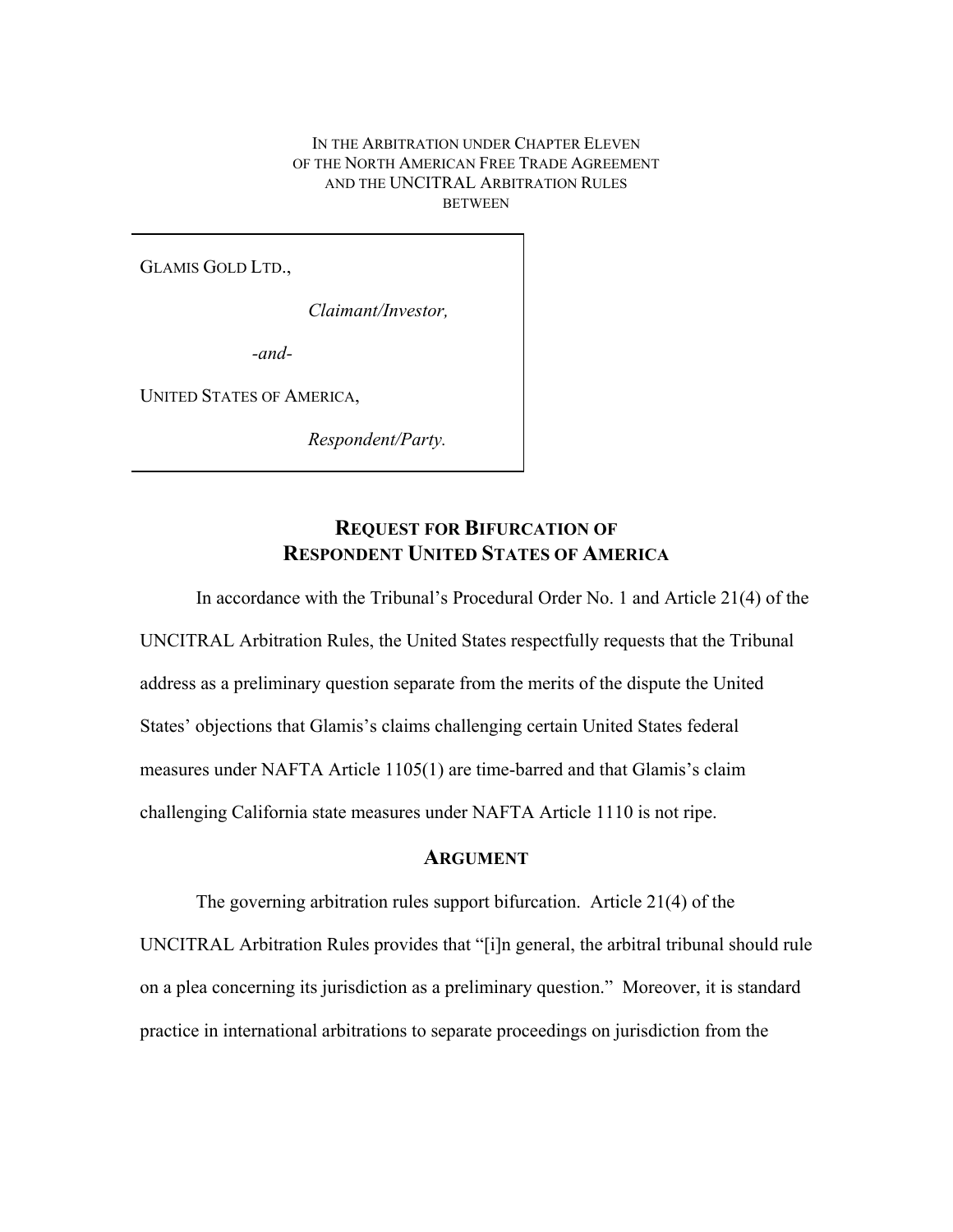IN THE ARBITRATION UNDER CHAPTER ELEVEN
OF THE NORTH AMERICAN FREE TRADE AGREEMENT
AND THE UNCITRAL ARBITRATION RULES
BETWEEN

GLAMIS GOLD LTD.,

*Claimant/Investor,*

*-and-*

UNITED STATES OF AMERICA,

*Respondent/Party.*

# REQUEST FOR BIFURCATION OF RESPONDENT UNITED STATES OF AMERICA

In accordance with the Tribunal's Procedural Order No. 1 and Article 21(4) of the UNCITRAL Arbitration Rules, the United States respectfully requests that the Tribunal address as a preliminary question separate from the merits of the dispute the United States' objections that Glamis's claims challenging certain United States federal measures under NAFTA Article 1105(1) are time-barred and that Glamis's claim challenging California state measures under NAFTA Article 1110 is not ripe.

## ARGUMENT

The governing arbitration rules support bifurcation. Article 21(4) of the UNCITRAL Arbitration Rules provides that "[i]n general, the arbitral tribunal should rule on a plea concerning its jurisdiction as a preliminary question." Moreover, it is standard practice in international arbitrations to separate proceedings on jurisdiction from the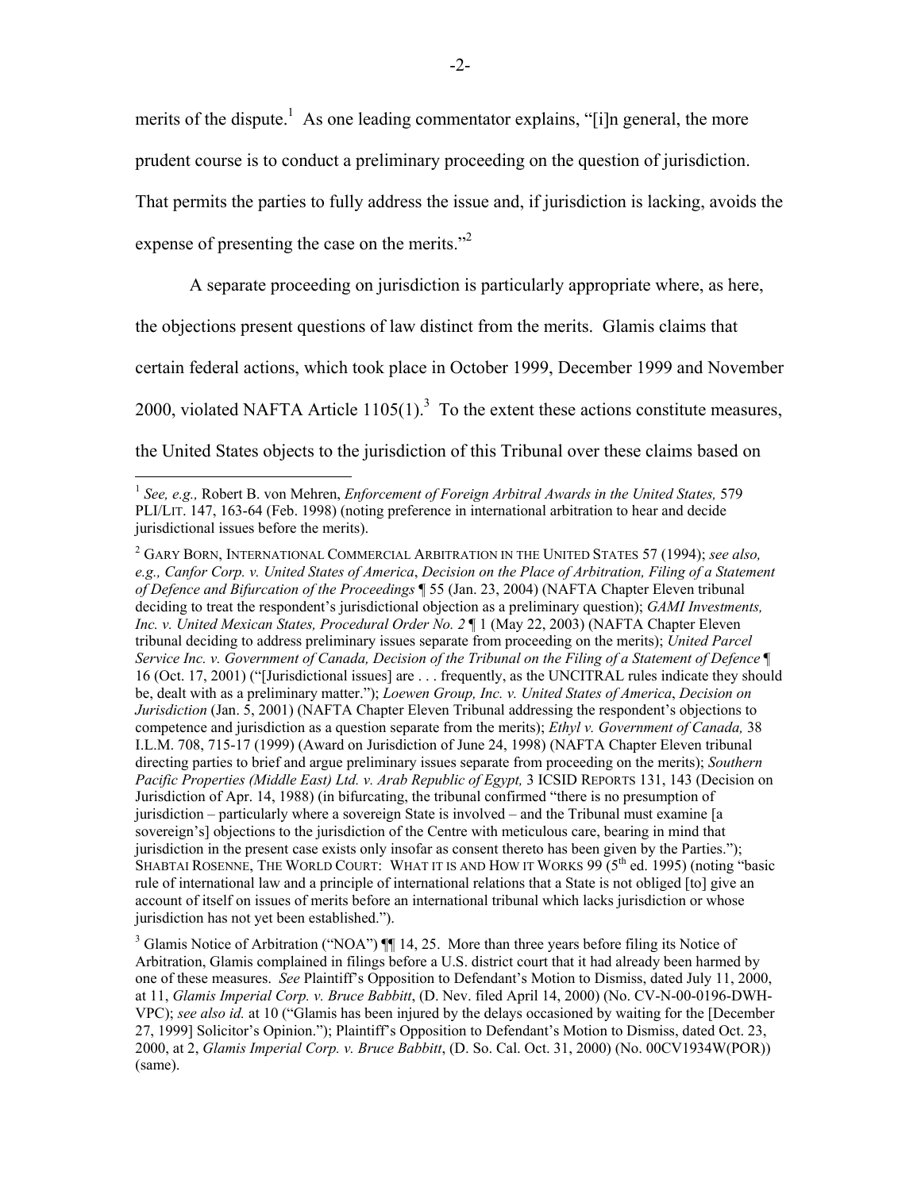merits of the dispute.[1] As one leading commentator explains, "[i]n general, the more prudent course is to conduct a preliminary proceeding on the question of jurisdiction. That permits the parties to fully address the issue and, if jurisdiction is lacking, avoids the expense of presenting the case on the merits."[2]

A separate proceeding on jurisdiction is particularly appropriate where, as here, the objections present questions of law distinct from the merits. Glamis claims that certain federal actions, which took place in October 1999, December 1999 and November 2000, violated NAFTA Article 1105(1).[3] To the extent these actions constitute measures, the United States objects to the jurisdiction of this Tribunal over these claims based on

---

[1] *See, e.g.,* Robert B. von Mehren, *Enforcement of Foreign Arbitral Awards in the United States,* 579 PLI/LIT. 147, 163-64 (Feb. 1998) (noting preference in international arbitration to hear and decide jurisdictional issues before the merits).

[2] GARY BORN, INTERNATIONAL COMMERCIAL ARBITRATION IN THE UNITED STATES 57 (1994); *see also, e.g., Canfor Corp. v. United States of America*, *Decision on the Place of Arbitration, Filing of a Statement of Defence and Bifurcation of the Proceedings* ¶ 55 (Jan. 23, 2004) (NAFTA Chapter Eleven tribunal deciding to treat the respondent's jurisdictional objection as a preliminary question); *GAMI Investments, Inc. v. United Mexican States, Procedural Order No. 2* ¶ 1 (May 22, 2003) (NAFTA Chapter Eleven tribunal deciding to address preliminary issues separate from proceeding on the merits); *United Parcel Service Inc. v. Government of Canada, Decision of the Tribunal on the Filing of a Statement of Defence* ¶ 16 (Oct. 17, 2001) ("[Jurisdictional issues] are . . . frequently, as the UNCITRAL rules indicate they should be, dealt with as a preliminary matter."); *Loewen Group, Inc. v. United States of America*, *Decision on Jurisdiction* (Jan. 5, 2001) (NAFTA Chapter Eleven Tribunal addressing the respondent's objections to competence and jurisdiction as a question separate from the merits); *Ethyl v. Government of Canada,* 38 I.L.M. 708, 715-17 (1999) (Award on Jurisdiction of June 24, 1998) (NAFTA Chapter Eleven tribunal directing parties to brief and argue preliminary issues separate from proceeding on the merits); *Southern Pacific Properties (Middle East) Ltd. v. Arab Republic of Egypt,* 3 ICSID REPORTS 131, 143 (Decision on Jurisdiction of Apr. 14, 1988) (in bifurcating, the tribunal confirmed "there is no presumption of jurisdiction – particularly where a sovereign State is involved – and the Tribunal must examine [a sovereign's] objections to the jurisdiction of the Centre with meticulous care, bearing in mind that jurisdiction in the present case exists only insofar as consent thereto has been given by the Parties."); SHABTAI ROSENNE, THE WORLD COURT: WHAT IT IS AND HOW IT WORKS 99 (5th ed. 1995) (noting "basic rule of international law and a principle of international relations that a State is not obliged [to] give an account of itself on issues of merits before an international tribunal which lacks jurisdiction or whose jurisdiction has not yet been established.").

[3] Glamis Notice of Arbitration ("NOA") ¶¶ 14, 25. More than three years before filing its Notice of Arbitration, Glamis complained in filings before a U.S. district court that it had already been harmed by one of these measures. *See* Plaintiff's Opposition to Defendant's Motion to Dismiss, dated July 11, 2000, at 11, *Glamis Imperial Corp. v. Bruce Babbitt*, (D. Nev. filed April 14, 2000) (No. CV-N-00-0196-DWH-VPC); *see also id.* at 10 ("Glamis has been injured by the delays occasioned by waiting for the [December 27, 1999] Solicitor's Opinion."); Plaintiff's Opposition to Defendant's Motion to Dismiss, dated Oct. 23, 2000, at 2, *Glamis Imperial Corp. v. Bruce Babbitt*, (D. So. Cal. Oct. 31, 2000) (No. 00CV1934W(POR)) (same).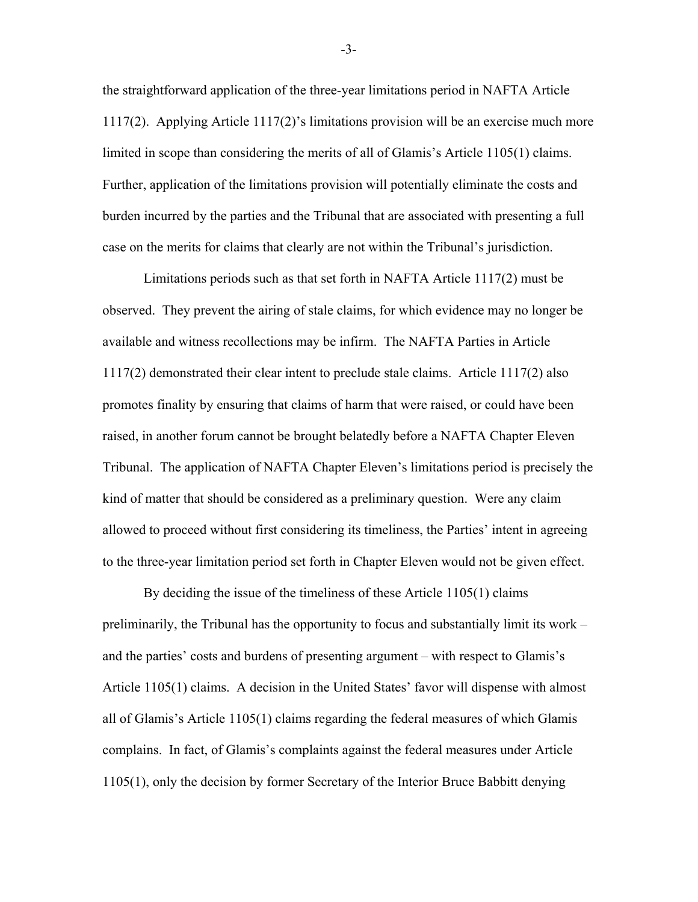the straightforward application of the three-year limitations period in NAFTA Article 1117(2). Applying Article 1117(2)'s limitations provision will be an exercise much more limited in scope than considering the merits of all of Glamis's Article 1105(1) claims. Further, application of the limitations provision will potentially eliminate the costs and burden incurred by the parties and the Tribunal that are associated with presenting a full case on the merits for claims that clearly are not within the Tribunal's jurisdiction.

Limitations periods such as that set forth in NAFTA Article 1117(2) must be observed. They prevent the airing of stale claims, for which evidence may no longer be available and witness recollections may be infirm. The NAFTA Parties in Article 1117(2) demonstrated their clear intent to preclude stale claims. Article 1117(2) also promotes finality by ensuring that claims of harm that were raised, or could have been raised, in another forum cannot be brought belatedly before a NAFTA Chapter Eleven Tribunal. The application of NAFTA Chapter Eleven's limitations period is precisely the kind of matter that should be considered as a preliminary question. Were any claim allowed to proceed without first considering its timeliness, the Parties' intent in agreeing to the three-year limitation period set forth in Chapter Eleven would not be given effect.

By deciding the issue of the timeliness of these Article 1105(1) claims preliminarily, the Tribunal has the opportunity to focus and substantially limit its work – and the parties' costs and burdens of presenting argument – with respect to Glamis's Article 1105(1) claims. A decision in the United States' favor will dispense with almost all of Glamis's Article 1105(1) claims regarding the federal measures of which Glamis complains. In fact, of Glamis's complaints against the federal measures under Article 1105(1), only the decision by former Secretary of the Interior Bruce Babbitt denying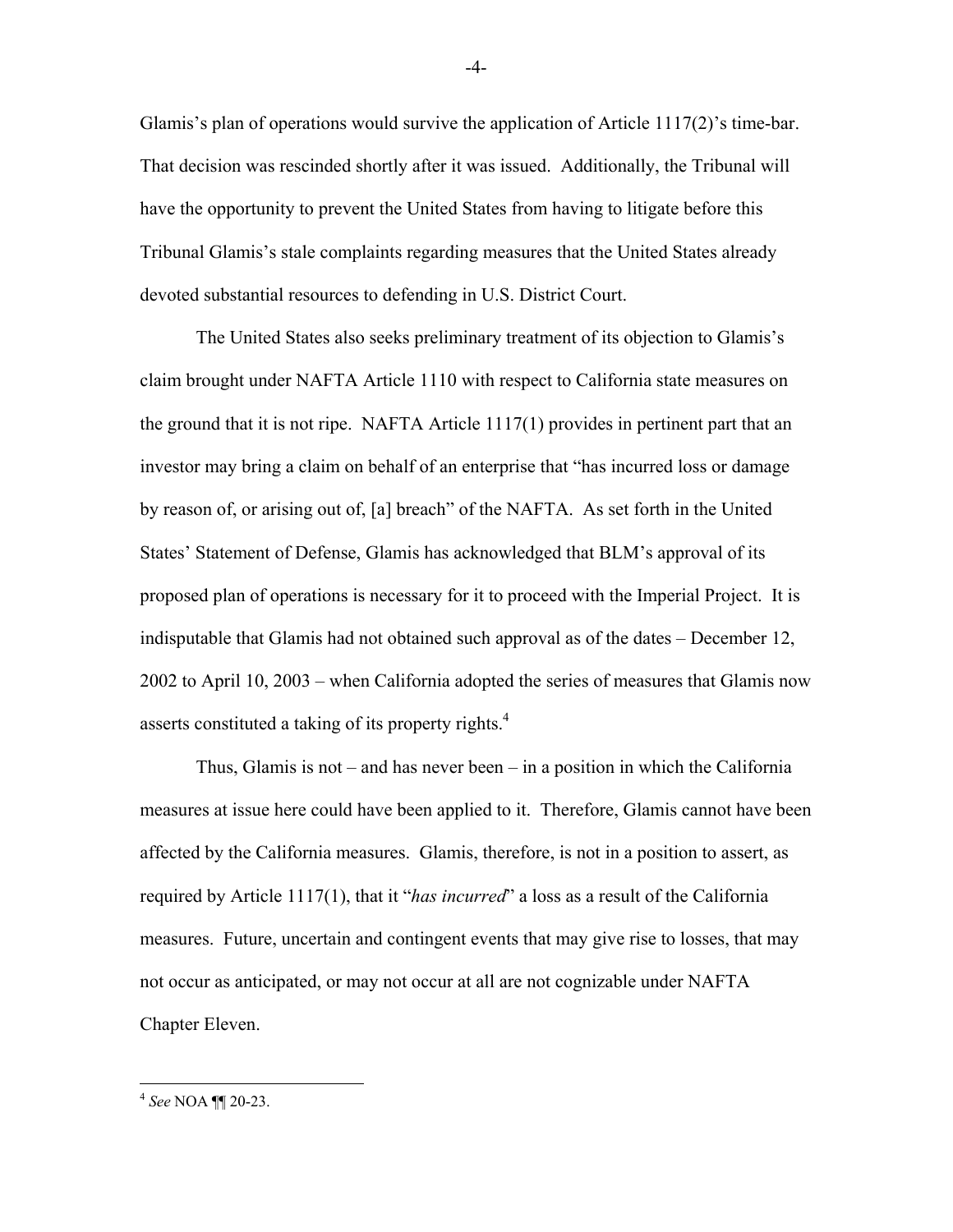Glamis's plan of operations would survive the application of Article 1117(2)'s time-bar. That decision was rescinded shortly after it was issued. Additionally, the Tribunal will have the opportunity to prevent the United States from having to litigate before this Tribunal Glamis's stale complaints regarding measures that the United States already devoted substantial resources to defending in U.S. District Court.

The United States also seeks preliminary treatment of its objection to Glamis's claim brought under NAFTA Article 1110 with respect to California state measures on the ground that it is not ripe. NAFTA Article 1117(1) provides in pertinent part that an investor may bring a claim on behalf of an enterprise that "has incurred loss or damage by reason of, or arising out of, [a] breach" of the NAFTA. As set forth in the United States' Statement of Defense, Glamis has acknowledged that BLM's approval of its proposed plan of operations is necessary for it to proceed with the Imperial Project. It is indisputable that Glamis had not obtained such approval as of the dates – December 12, 2002 to April 10, 2003 – when California adopted the series of measures that Glamis now asserts constituted a taking of its property rights.[4]

Thus, Glamis is not – and has never been – in a position in which the California measures at issue here could have been applied to it. Therefore, Glamis cannot have been affected by the California measures. Glamis, therefore, is not in a position to assert, as required by Article 1117(1), that it "*has incurred*" a loss as a result of the California measures. Future, uncertain and contingent events that may give rise to losses, that may not occur as anticipated, or may not occur at all are not cognizable under NAFTA Chapter Eleven.

---

[4] *See* NOA ¶¶ 20-23.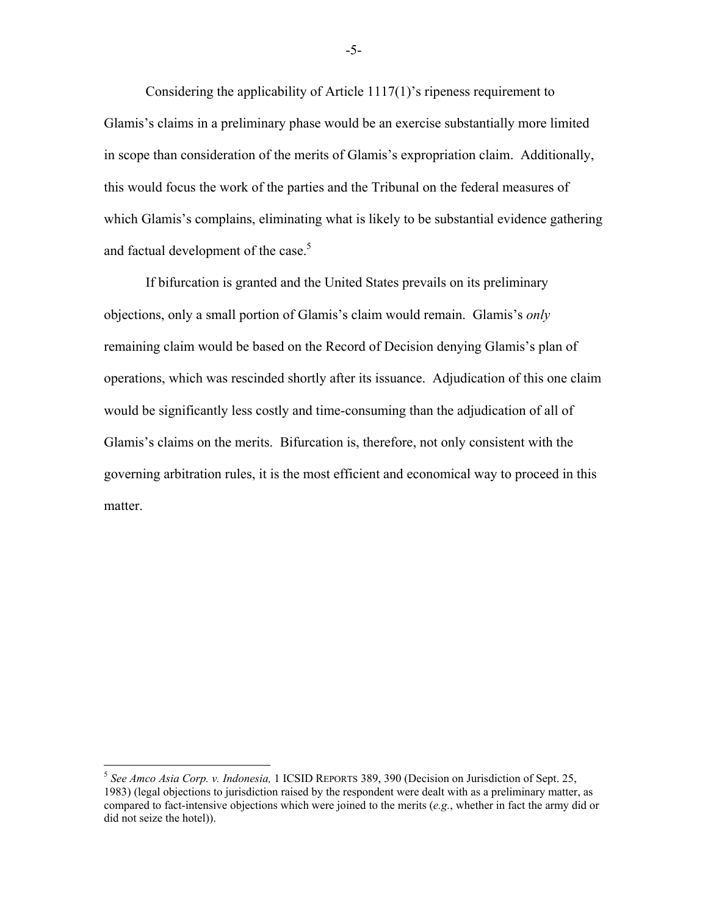Considering the applicability of Article 1117(1)'s ripeness requirement to Glamis's claims in a preliminary phase would be an exercise substantially more limited in scope than consideration of the merits of Glamis's expropriation claim. Additionally, this would focus the work of the parties and the Tribunal on the federal measures of which Glamis's complains, eliminating what is likely to be substantial evidence gathering and factual development of the case.[5]

If bifurcation is granted and the United States prevails on its preliminary objections, only a small portion of Glamis's claim would remain. Glamis's *only* remaining claim would be based on the Record of Decision denying Glamis's plan of operations, which was rescinded shortly after its issuance. Adjudication of this one claim would be significantly less costly and time-consuming than the adjudication of all of Glamis's claims on the merits. Bifurcation is, therefore, not only consistent with the governing arbitration rules, it is the most efficient and economical way to proceed in this matter.

---

[5] *See Amco Asia Corp. v. Indonesia,* 1 ICSID REPORTS 389, 390 (Decision on Jurisdiction of Sept. 25, 1983) (legal objections to jurisdiction raised by the respondent were dealt with as a preliminary matter, as compared to fact-intensive objections which were joined to the merits (*e.g.*, whether in fact the army did or did not seize the hotel)).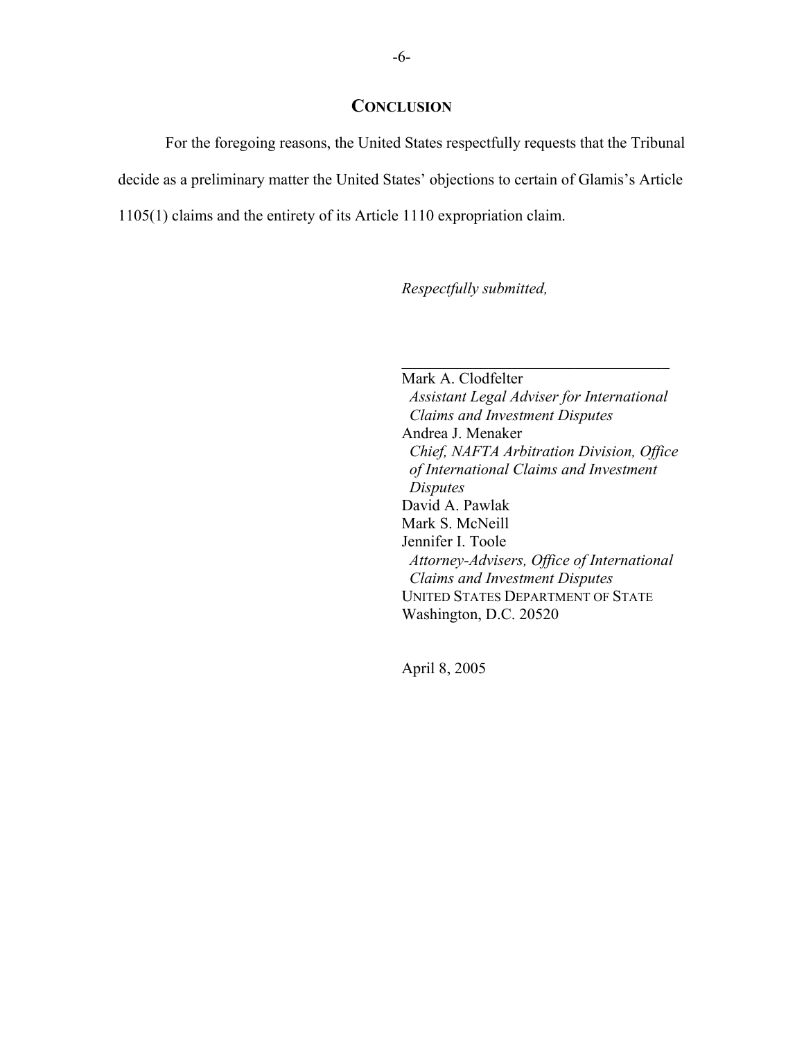## CONCLUSION

For the foregoing reasons, the United States respectfully requests that the Tribunal decide as a preliminary matter the United States' objections to certain of Glamis's Article 1105(1) claims and the entirety of its Article 1110 expropriation claim.

*Respectfully submitted,*

\_\_\_\_\_\_\_\_\_\_\_\_\_\_\_\_\_\_\_\_\_\_\_\_\_\_\_\_\_\_\_\_\_\_\_\_

Mark A. Clodfelter
*Assistant Legal Adviser for International Claims and Investment Disputes*
Andrea J. Menaker
*Chief, NAFTA Arbitration Division, Office of International Claims and Investment Disputes*
David A. Pawlak
Mark S. McNeill
Jennifer I. Toole
*Attorney-Advisers, Office of International Claims and Investment Disputes*
UNITED STATES DEPARTMENT OF STATE
Washington, D.C. 20520

April 8, 2005